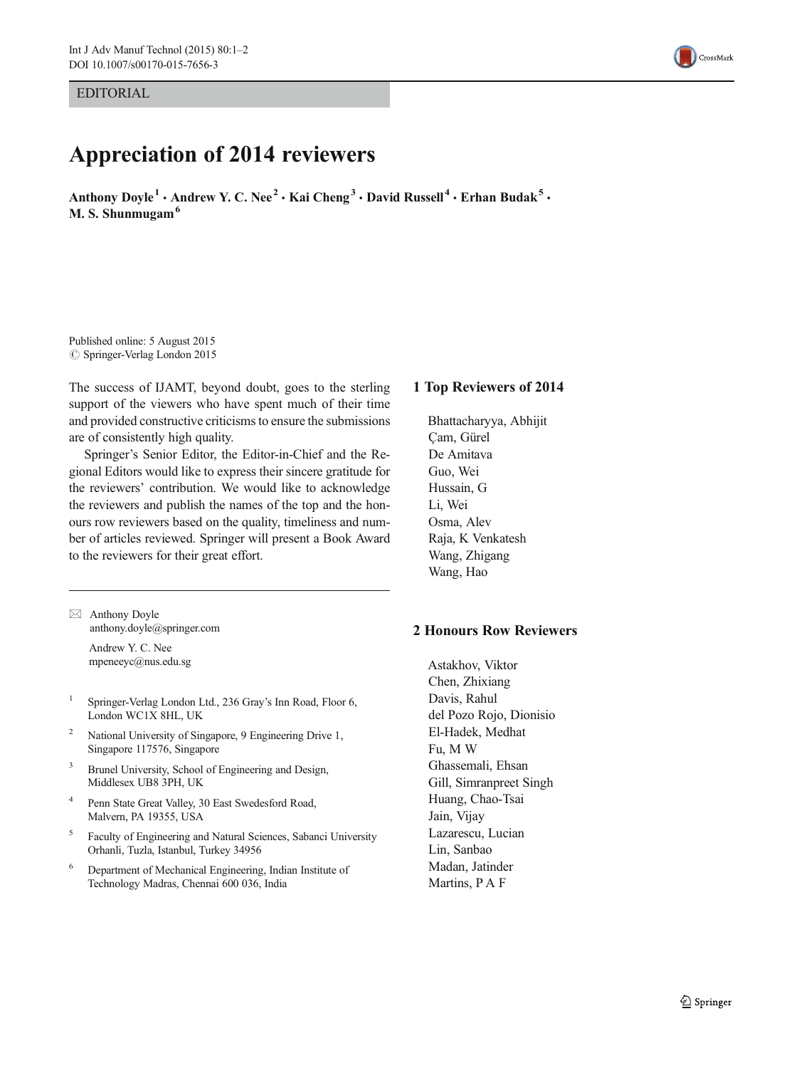EDITORIAL

# Appreciation of 2014 reviewers

**Anthony Doyle**[1] **· Andrew Y. C. Nee**[2] **· Kai Cheng**[3] **· David Russell**[4] **· Erhan Budak**[5] **· M. S. Shunmugam**[6]

Published online: 5 August 2015
© Springer-Verlag London 2015

The success of IJAMT, beyond doubt, goes to the sterling support of the viewers who have spent much of their time and provided constructive criticisms to ensure the submissions are of consistently high quality.

Springer's Senior Editor, the Editor-in-Chief and the Regional Editors would like to express their sincere gratitude for the reviewers' contribution. We would like to acknowledge the reviewers and publish the names of the top and the honours row reviewers based on the quality, timeliness and number of articles reviewed. Springer will present a Book Award to the reviewers for their great effort.

---

✉ Anthony Doyle
anthony.doyle@springer.com

Andrew Y. C. Nee
mpeneeyc@nus.edu.sg

1 Springer-Verlag London Ltd., 236 Gray's Inn Road, Floor 6, London WC1X 8HL, UK

2 National University of Singapore, 9 Engineering Drive 1, Singapore 117576, Singapore

3 Brunel University, School of Engineering and Design, Middlesex UB8 3PH, UK

4 Penn State Great Valley, 30 East Swedesford Road, Malvern, PA 19355, USA

5 Faculty of Engineering and Natural Sciences, Sabanci University Orhanli, Tuzla, Istanbul, Turkey 34956

6 Department of Mechanical Engineering, Indian Institute of Technology Madras, Chennai 600 036, India

## 1 Top Reviewers of 2014

Bhattacharyya, Abhijit
Çam, Gürel
De Amitava
Guo, Wei
Hussain, G
Li, Wei
Osma, Alev
Raja, K Venkatesh
Wang, Zhigang
Wang, Hao

## 2 Honours Row Reviewers

Astakhov, Viktor
Chen, Zhixiang
Davis, Rahul
del Pozo Rojo, Dionisio
El-Hadek, Medhat
Fu, M W
Ghassemali, Ehsan
Gill, Simranpreet Singh
Huang, Chao-Tsai
Jain, Vijay
Lazarescu, Lucian
Lin, Sanbao
Madan, Jatinder
Martins, P A F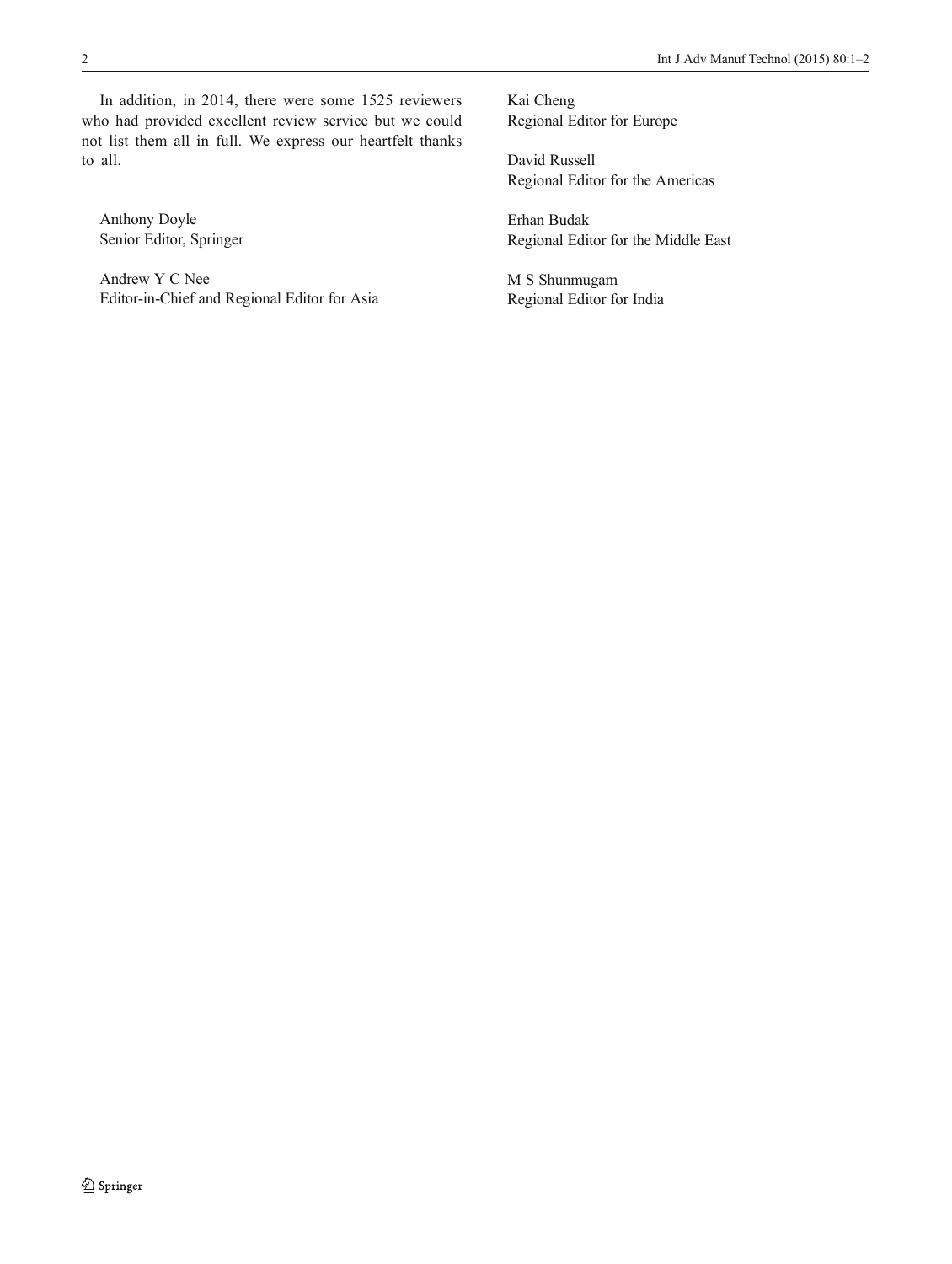In addition, in 2014, there were some 1525 reviewers who had provided excellent review service but we could not list them all in full. We express our heartfelt thanks to all.

Anthony Doyle
Senior Editor, Springer

Andrew Y C Nee
Editor-in-Chief and Regional Editor for Asia

Kai Cheng
Regional Editor for Europe

David Russell
Regional Editor for the Americas

Erhan Budak
Regional Editor for the Middle East

M S Shunmugam
Regional Editor for India